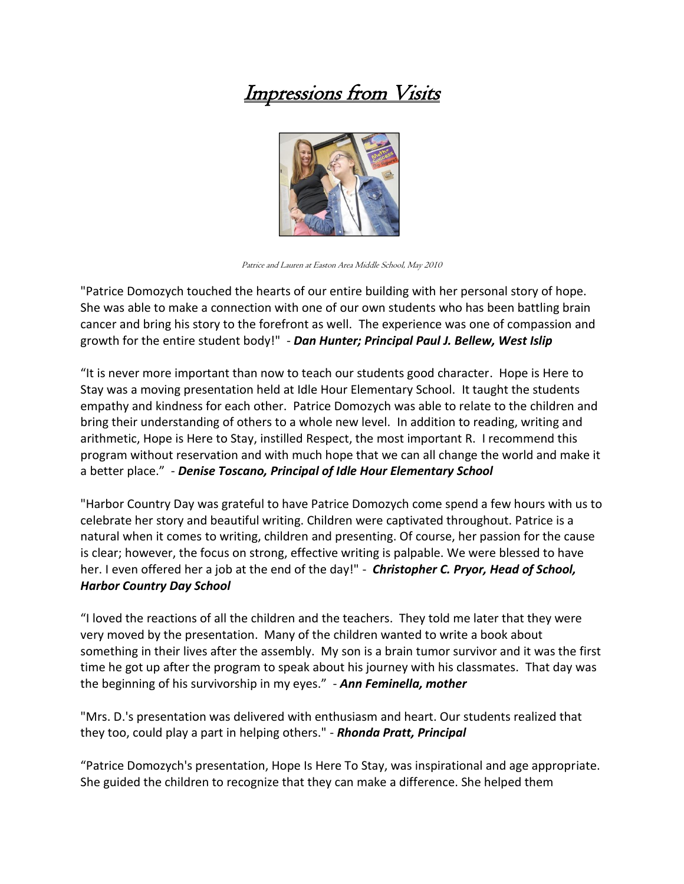# Impressions from Visits

Patrice and Lauren at Easton Area Middle School, May 2010

"Patrice Domozych touched the hearts of our entire building with her personal story of hope. She was able to make a connection with one of our own students who has been battling brain cancer and bring his story to the forefront as well. The experience was one of compassion and growth for the entire student body!" - ***Dan Hunter; Principal Paul J. Bellew, West Islip***

"It is never more important than now to teach our students good character. Hope is Here to Stay was a moving presentation held at Idle Hour Elementary School. It taught the students empathy and kindness for each other. Patrice Domozych was able to relate to the children and bring their understanding of others to a whole new level. In addition to reading, writing and arithmetic, Hope is Here to Stay, instilled Respect, the most important R. I recommend this program without reservation and with much hope that we can all change the world and make it a better place." - ***Denise Toscano, Principal of Idle Hour Elementary School***

"Harbor Country Day was grateful to have Patrice Domozych come spend a few hours with us to celebrate her story and beautiful writing. Children were captivated throughout. Patrice is a natural when it comes to writing, children and presenting. Of course, her passion for the cause is clear; however, the focus on strong, effective writing is palpable. We were blessed to have her. I even offered her a job at the end of the day!" - ***Christopher C. Pryor, Head of School, Harbor Country Day School***

"I loved the reactions of all the children and the teachers. They told me later that they were very moved by the presentation. Many of the children wanted to write a book about something in their lives after the assembly. My son is a brain tumor survivor and it was the first time he got up after the program to speak about his journey with his classmates. That day was the beginning of his survivorship in my eyes." - ***Ann Feminella, mother***

"Mrs. D.'s presentation was delivered with enthusiasm and heart. Our students realized that they too, could play a part in helping others." - ***Rhonda Pratt, Principal***

"Patrice Domozych's presentation, Hope Is Here To Stay, was inspirational and age appropriate. She guided the children to recognize that they can make a difference. She helped them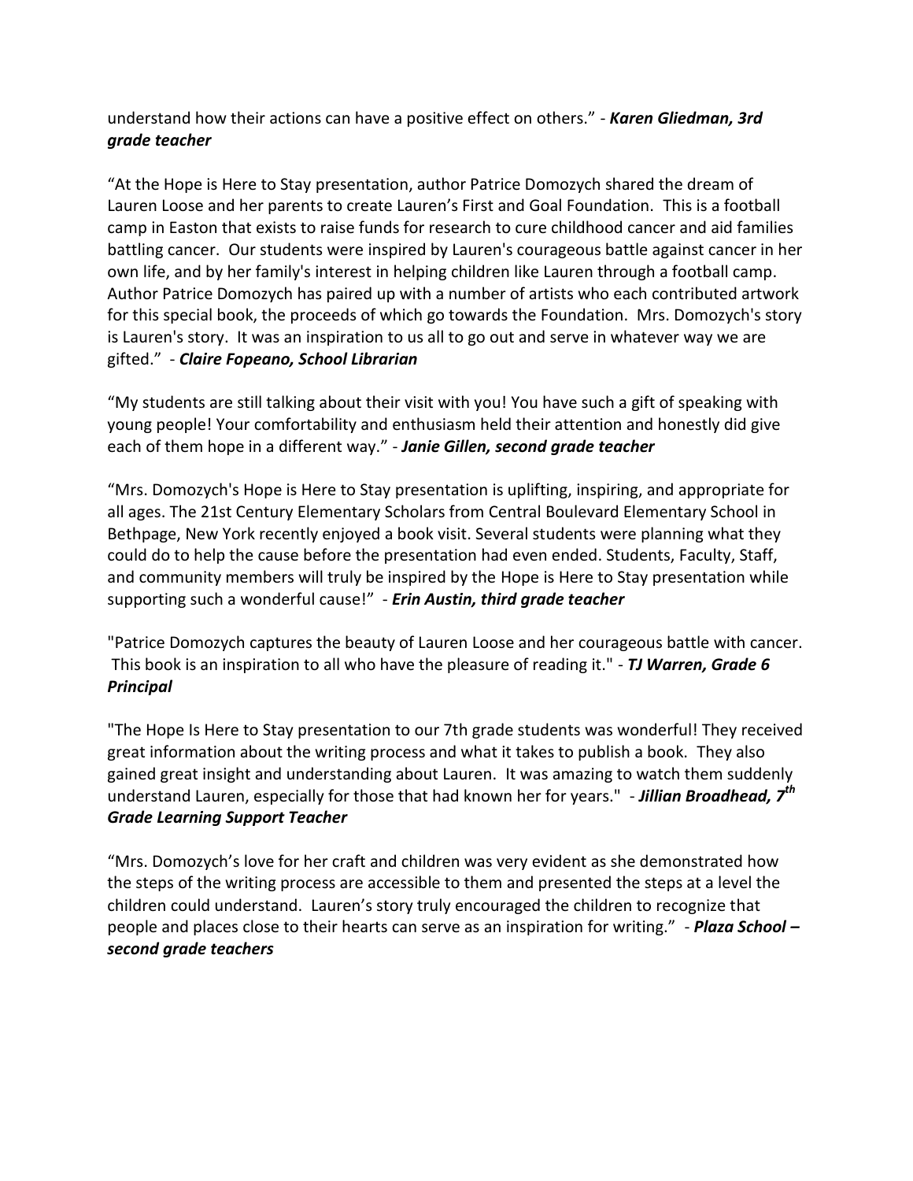understand how their actions can have a positive effect on others." - ***Karen Gliedman, 3rd grade teacher***

"At the Hope is Here to Stay presentation, author Patrice Domozych shared the dream of Lauren Loose and her parents to create Lauren's First and Goal Foundation. This is a football camp in Easton that exists to raise funds for research to cure childhood cancer and aid families battling cancer. Our students were inspired by Lauren's courageous battle against cancer in her own life, and by her family's interest in helping children like Lauren through a football camp. Author Patrice Domozych has paired up with a number of artists who each contributed artwork for this special book, the proceeds of which go towards the Foundation. Mrs. Domozych's story is Lauren's story. It was an inspiration to us all to go out and serve in whatever way we are gifted." - ***Claire Fopeano, School Librarian***

"My students are still talking about their visit with you! You have such a gift of speaking with young people! Your comfortability and enthusiasm held their attention and honestly did give each of them hope in a different way." - ***Janie Gillen, second grade teacher***

"Mrs. Domozych's Hope is Here to Stay presentation is uplifting, inspiring, and appropriate for all ages. The 21st Century Elementary Scholars from Central Boulevard Elementary School in Bethpage, New York recently enjoyed a book visit. Several students were planning what they could do to help the cause before the presentation had even ended. Students, Faculty, Staff, and community members will truly be inspired by the Hope is Here to Stay presentation while supporting such a wonderful cause!" - ***Erin Austin, third grade teacher***

"Patrice Domozych captures the beauty of Lauren Loose and her courageous battle with cancer. This book is an inspiration to all who have the pleasure of reading it." - ***TJ Warren, Grade 6 Principal***

"The Hope Is Here to Stay presentation to our 7th grade students was wonderful! They received great information about the writing process and what it takes to publish a book. They also gained great insight and understanding about Lauren. It was amazing to watch them suddenly understand Lauren, especially for those that had known her for years." - ***Jillian Broadhead, 7th Grade Learning Support Teacher***

"Mrs. Domozych's love for her craft and children was very evident as she demonstrated how the steps of the writing process are accessible to them and presented the steps at a level the children could understand. Lauren's story truly encouraged the children to recognize that people and places close to their hearts can serve as an inspiration for writing." - ***Plaza School – second grade teachers***